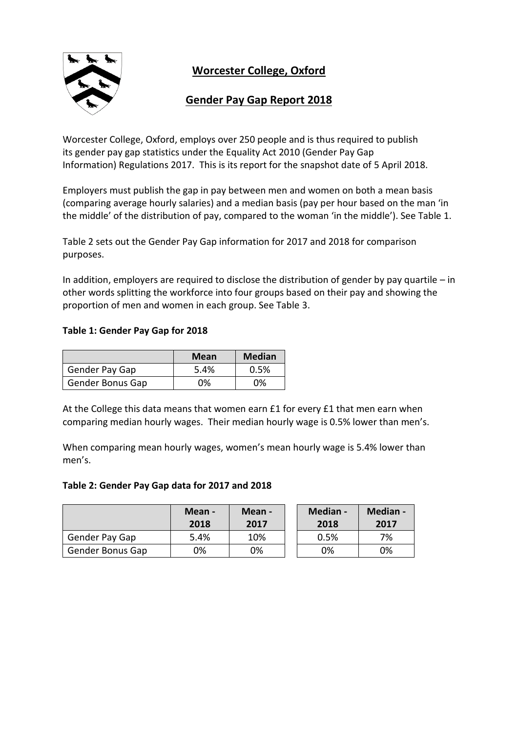# Worcester College, Oxford

## Gender Pay Gap Report 2018

Worcester College, Oxford, employs over 250 people and is thus required to publish its gender pay gap statistics under the Equality Act 2010 (Gender Pay Gap Information) Regulations 2017. This is its report for the snapshot date of 5 April 2018.

Employers must publish the gap in pay between men and women on both a mean basis (comparing average hourly salaries) and a median basis (pay per hour based on the man 'in the middle' of the distribution of pay, compared to the woman 'in the middle'). See Table 1.

Table 2 sets out the Gender Pay Gap information for 2017 and 2018 for comparison purposes.

In addition, employers are required to disclose the distribution of gender by pay quartile – in other words splitting the workforce into four groups based on their pay and showing the proportion of men and women in each group. See Table 3.

**Table 1: Gender Pay Gap for 2018**

| | Mean | Median |
|---|---|---|
| Gender Pay Gap | 5.4% | 0.5% |
| Gender Bonus Gap | 0% | 0% |

At the College this data means that women earn £1 for every £1 that men earn when comparing median hourly wages. Their median hourly wage is 0.5% lower than men's.

When comparing mean hourly wages, women's mean hourly wage is 5.4% lower than men's.

**Table 2: Gender Pay Gap data for 2017 and 2018**

| | Mean - 2018 | Mean - 2017 | Median - 2018 | Median - 2017 |
|---|---|---|---|---|
| Gender Pay Gap | 5.4% | 10% | 0.5% | 7% |
| Gender Bonus Gap | 0% | 0% | 0% | 0% |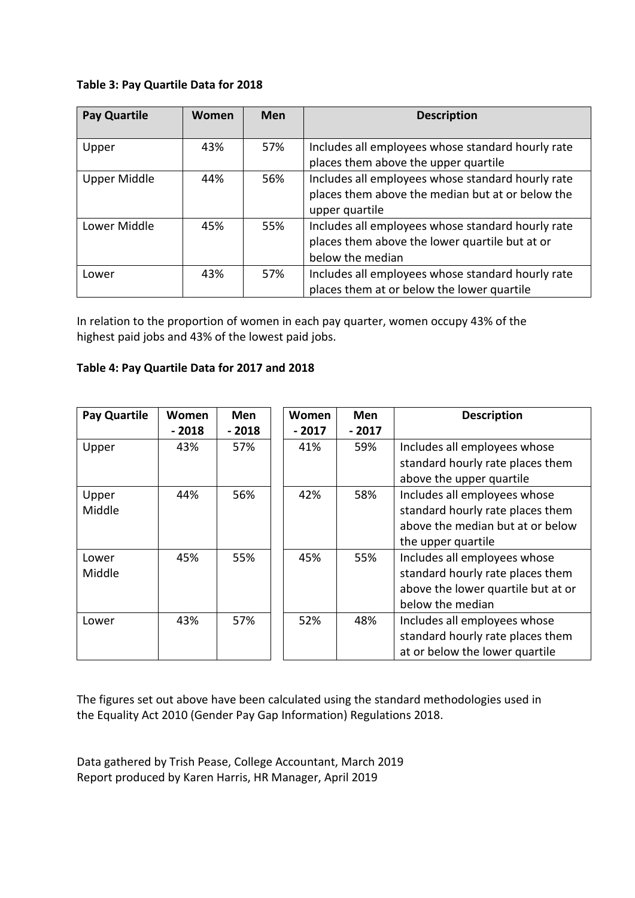**Table 3: Pay Quartile Data for 2018**

| Pay Quartile | Women | Men | Description |
|---|---|---|---|
| Upper | 43% | 57% | Includes all employees whose standard hourly rate places them above the upper quartile |
| Upper Middle | 44% | 56% | Includes all employees whose standard hourly rate places them above the median but at or below the upper quartile |
| Lower Middle | 45% | 55% | Includes all employees whose standard hourly rate places them above the lower quartile but at or below the median |
| Lower | 43% | 57% | Includes all employees whose standard hourly rate places them at or below the lower quartile |

In relation to the proportion of women in each pay quarter, women occupy 43% of the highest paid jobs and 43% of the lowest paid jobs.

**Table 4: Pay Quartile Data for 2017 and 2018**

| Pay Quartile | Women - 2018 | Men - 2018 | Women - 2017 | Men - 2017 | Description |
|---|---|---|---|---|---|
| Upper | 43% | 57% | 41% | 59% | Includes all employees whose standard hourly rate places them above the upper quartile |
| Upper Middle | 44% | 56% | 42% | 58% | Includes all employees whose standard hourly rate places them above the median but at or below the upper quartile |
| Lower Middle | 45% | 55% | 45% | 55% | Includes all employees whose standard hourly rate places them above the lower quartile but at or below the median |
| Lower | 43% | 57% | 52% | 48% | Includes all employees whose standard hourly rate places them at or below the lower quartile |

The figures set out above have been calculated using the standard methodologies used in the Equality Act 2010 (Gender Pay Gap Information) Regulations 2018.

Data gathered by Trish Pease, College Accountant, March 2019
Report produced by Karen Harris, HR Manager, April 2019